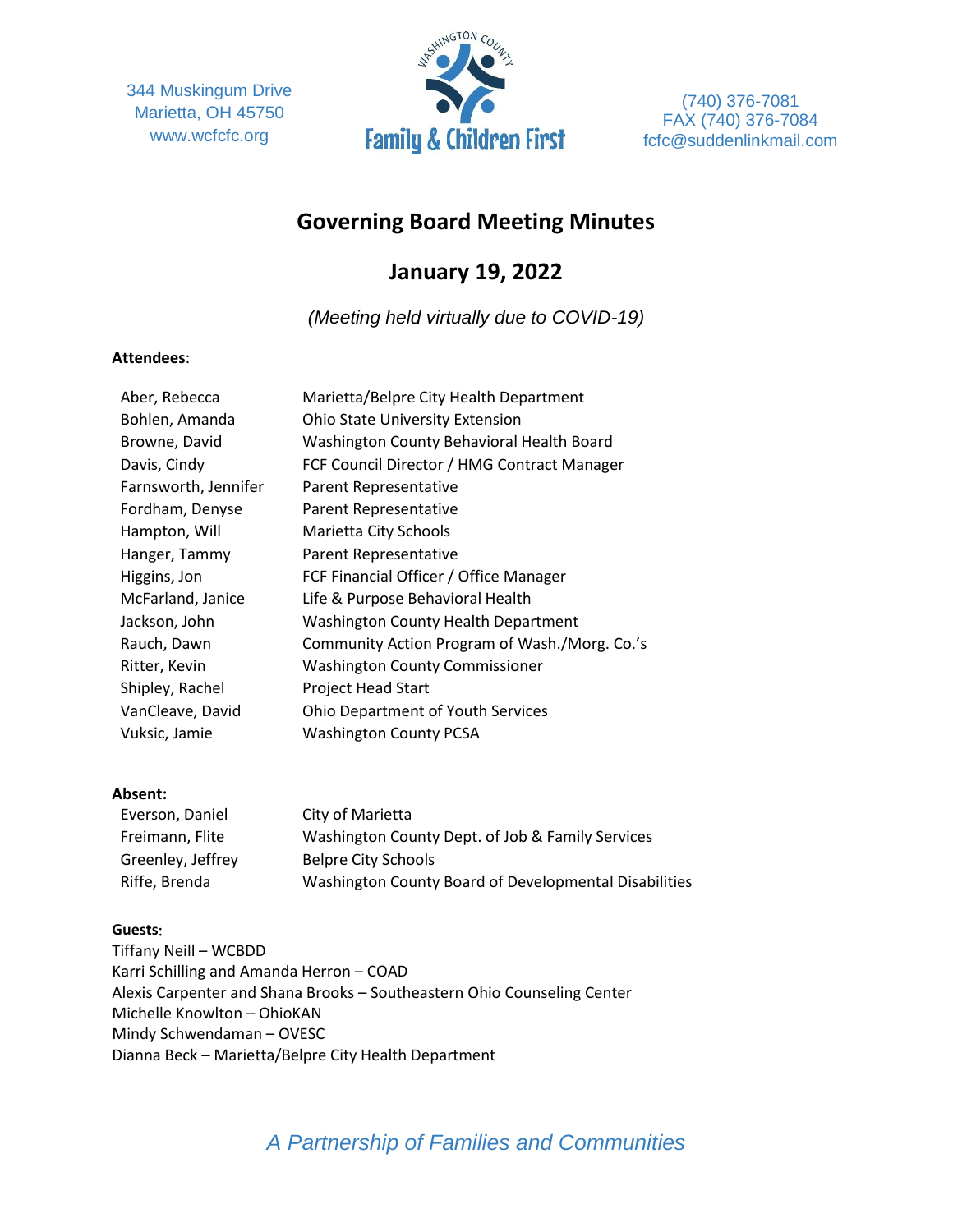344 Muskingum Drive
Marietta, OH 45750
www.wcfcfc.org

Washington County Family & Children First

(740) 376-7081
FAX (740) 376-7084
fcfc@suddenlinkmail.com

# Governing Board Meeting Minutes

## January 19, 2022

*(Meeting held virtually due to COVID-19)*

**Attendees**:

| | |
|---|---|
| Aber, Rebecca | Marietta/Belpre City Health Department |
| Bohlen, Amanda | Ohio State University Extension |
| Browne, David | Washington County Behavioral Health Board |
| Davis, Cindy | FCF Council Director / HMG Contract Manager |
| Farnsworth, Jennifer | Parent Representative |
| Fordham, Denyse | Parent Representative |
| Hampton, Will | Marietta City Schools |
| Hanger, Tammy | Parent Representative |
| Higgins, Jon | FCF Financial Officer / Office Manager |
| McFarland, Janice | Life & Purpose Behavioral Health |
| Jackson, John | Washington County Health Department |
| Rauch, Dawn | Community Action Program of Wash./Morg. Co.'s |
| Ritter, Kevin | Washington County Commissioner |
| Shipley, Rachel | Project Head Start |
| VanCleave, David | Ohio Department of Youth Services |
| Vuksic, Jamie | Washington County PCSA |

**Absent:**

| | |
|---|---|
| Everson, Daniel | City of Marietta |
| Freimann, Flite | Washington County Dept. of Job & Family Services |
| Greenley, Jeffrey | Belpre City Schools |
| Riffe, Brenda | Washington County Board of Developmental Disabilities |

**Guests**:

Tiffany Neill – WCBDD
Karri Schilling and Amanda Herron – COAD
Alexis Carpenter and Shana Brooks – Southeastern Ohio Counseling Center
Michelle Knowlton – OhioKAN
Mindy Schwendaman – OVESC
Dianna Beck – Marietta/Belpre City Health Department

*A Partnership of Families and Communities*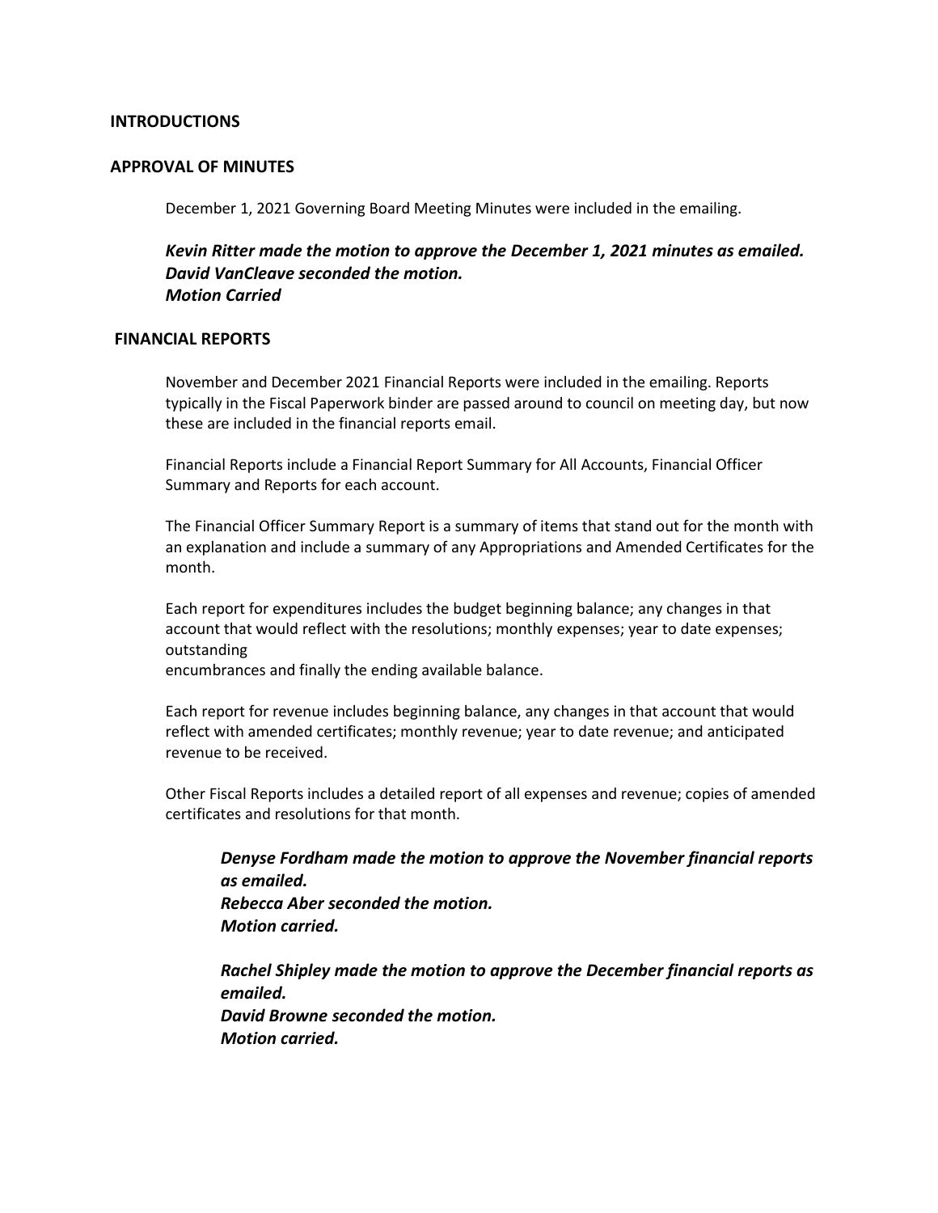## INTRODUCTIONS

## APPROVAL OF MINUTES

December 1, 2021 Governing Board Meeting Minutes were included in the emailing.

***Kevin Ritter made the motion to approve the December 1, 2021 minutes as emailed.***
***David VanCleave seconded the motion.***
***Motion Carried***

## FINANCIAL REPORTS

November and December 2021 Financial Reports were included in the emailing. Reports typically in the Fiscal Paperwork binder are passed around to council on meeting day, but now these are included in the financial reports email.

Financial Reports include a Financial Report Summary for All Accounts, Financial Officer Summary and Reports for each account.

The Financial Officer Summary Report is a summary of items that stand out for the month with an explanation and include a summary of any Appropriations and Amended Certificates for the month.

Each report for expenditures includes the budget beginning balance; any changes in that account that would reflect with the resolutions; monthly expenses; year to date expenses; outstanding
encumbrances and finally the ending available balance.

Each report for revenue includes beginning balance, any changes in that account that would reflect with amended certificates; monthly revenue; year to date revenue; and anticipated revenue to be received.

Other Fiscal Reports includes a detailed report of all expenses and revenue; copies of amended certificates and resolutions for that month.

> ***Denyse Fordham made the motion to approve the November financial reports as emailed.***
> ***Rebecca Aber seconded the motion.***
> ***Motion carried.***
>
> ***Rachel Shipley made the motion to approve the December financial reports as emailed.***
> ***David Browne seconded the motion.***
> ***Motion carried.***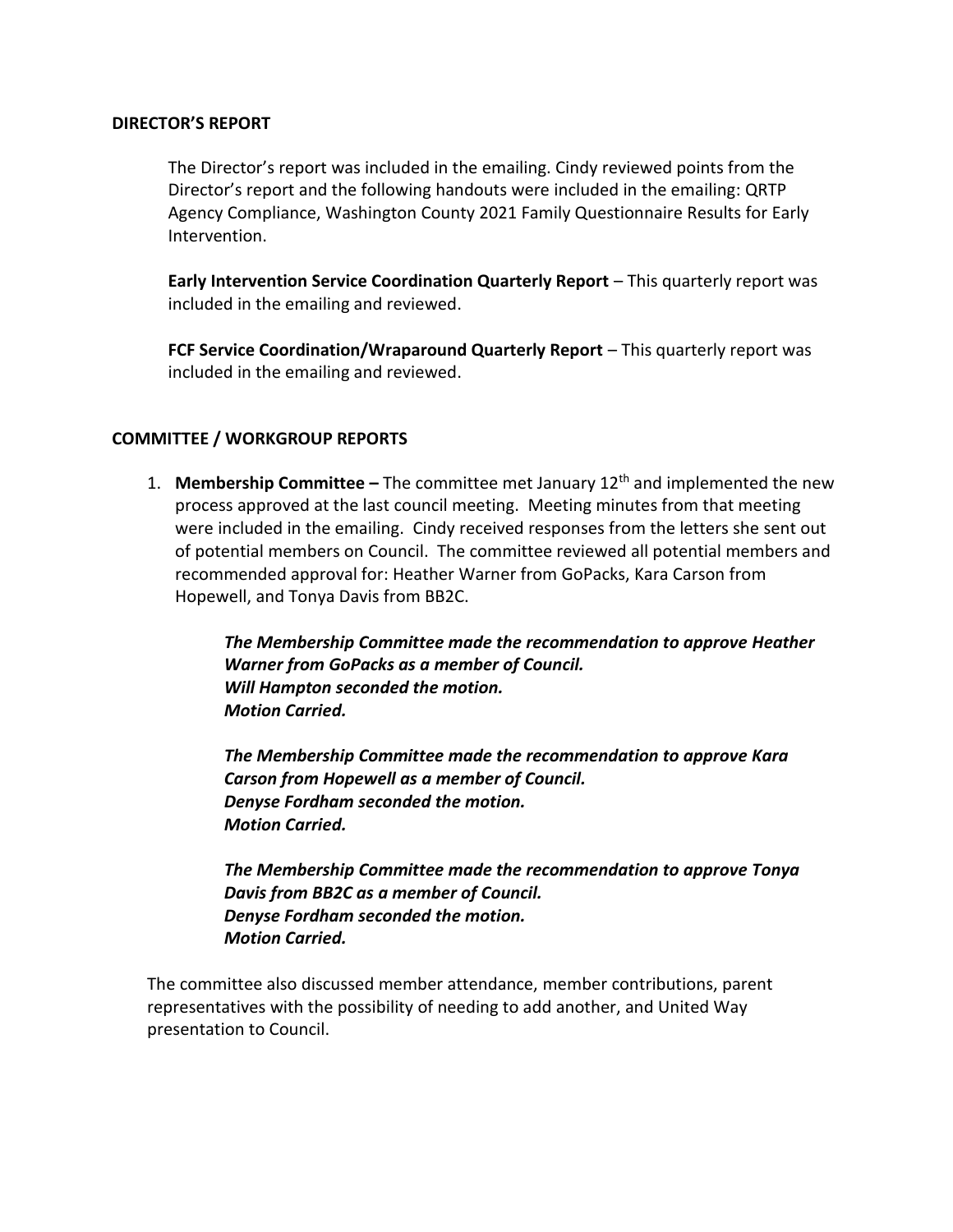## DIRECTOR'S REPORT

The Director's report was included in the emailing. Cindy reviewed points from the Director's report and the following handouts were included in the emailing: QRTP Agency Compliance, Washington County 2021 Family Questionnaire Results for Early Intervention.

**Early Intervention Service Coordination Quarterly Report** – This quarterly report was included in the emailing and reviewed.

**FCF Service Coordination/Wraparound Quarterly Report** – This quarterly report was included in the emailing and reviewed.

## COMMITTEE / WORKGROUP REPORTS

1. **Membership Committee –** The committee met January 12th and implemented the new process approved at the last council meeting. Meeting minutes from that meeting were included in the emailing. Cindy received responses from the letters she sent out of potential members on Council. The committee reviewed all potential members and recommended approval for: Heather Warner from GoPacks, Kara Carson from Hopewell, and Tonya Davis from BB2C.

   ***The Membership Committee made the recommendation to approve Heather Warner from GoPacks as a member of Council.***
   ***Will Hampton seconded the motion.***
   ***Motion Carried.***

   ***The Membership Committee made the recommendation to approve Kara Carson from Hopewell as a member of Council.***
   ***Denyse Fordham seconded the motion.***
   ***Motion Carried.***

   ***The Membership Committee made the recommendation to approve Tonya Davis from BB2C as a member of Council.***
   ***Denyse Fordham seconded the motion.***
   ***Motion Carried.***

The committee also discussed member attendance, member contributions, parent representatives with the possibility of needing to add another, and United Way presentation to Council.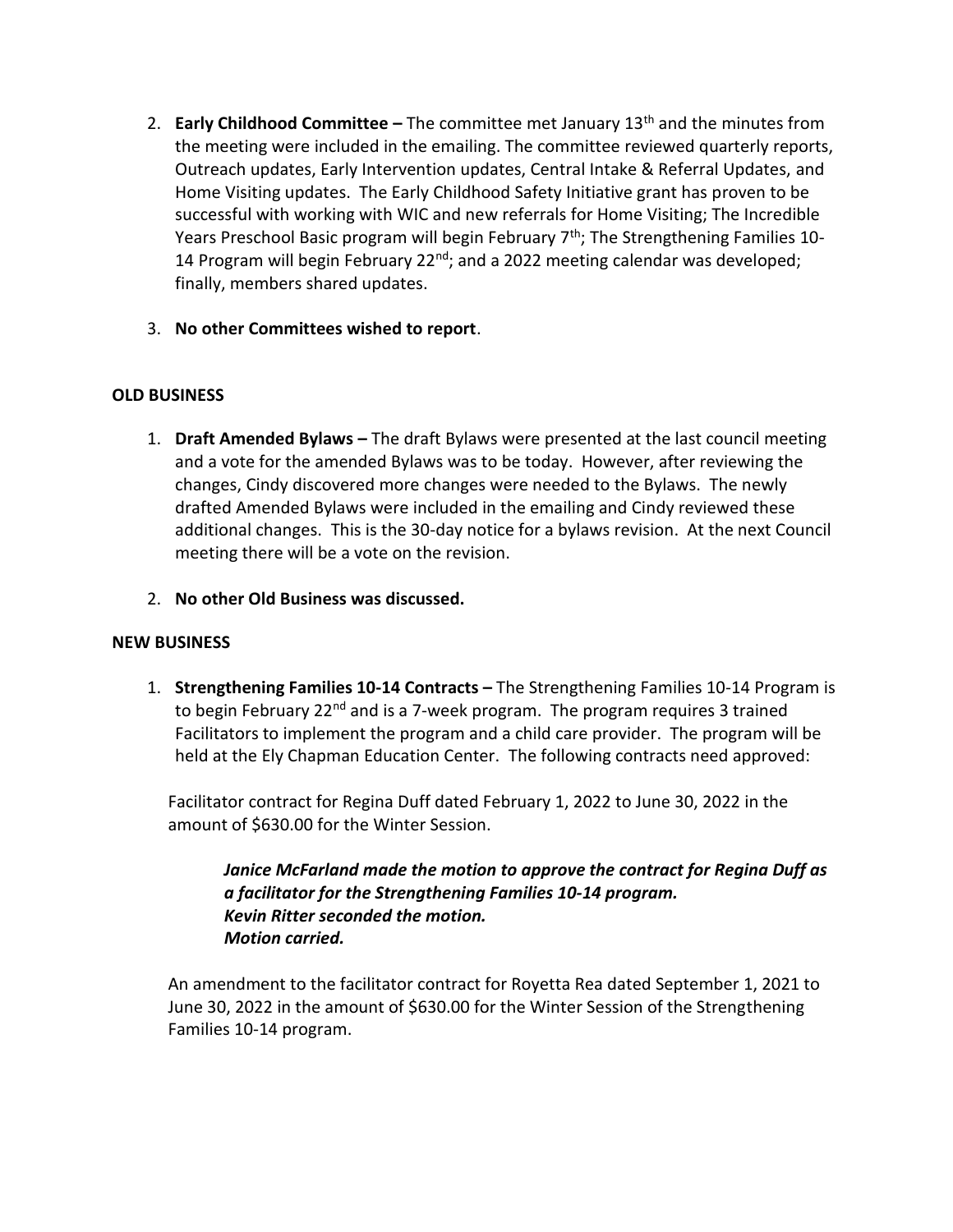2. **Early Childhood Committee –** The committee met January 13th and the minutes from the meeting were included in the emailing. The committee reviewed quarterly reports, Outreach updates, Early Intervention updates, Central Intake & Referral Updates, and Home Visiting updates. The Early Childhood Safety Initiative grant has proven to be successful with working with WIC and new referrals for Home Visiting; The Incredible Years Preschool Basic program will begin February 7th; The Strengthening Families 10-14 Program will begin February 22nd; and a 2022 meeting calendar was developed; finally, members shared updates.

3. **No other Committees wished to report**.

**OLD BUSINESS**

1. **Draft Amended Bylaws –** The draft Bylaws were presented at the last council meeting and a vote for the amended Bylaws was to be today. However, after reviewing the changes, Cindy discovered more changes were needed to the Bylaws. The newly drafted Amended Bylaws were included in the emailing and Cindy reviewed these additional changes. This is the 30-day notice for a bylaws revision. At the next Council meeting there will be a vote on the revision.

2. **No other Old Business was discussed.**

**NEW BUSINESS**

1. **Strengthening Families 10-14 Contracts –** The Strengthening Families 10-14 Program is to begin February 22nd and is a 7-week program. The program requires 3 trained Facilitators to implement the program and a child care provider. The program will be held at the Ely Chapman Education Center. The following contracts need approved:

   Facilitator contract for Regina Duff dated February 1, 2022 to June 30, 2022 in the amount of $630.00 for the Winter Session.

   > ***Janice McFarland made the motion to approve the contract for Regina Duff as a facilitator for the Strengthening Families 10-14 program.***
   > ***Kevin Ritter seconded the motion.***
   > ***Motion carried.***

   An amendment to the facilitator contract for Royetta Rea dated September 1, 2021 to June 30, 2022 in the amount of $630.00 for the Winter Session of the Strengthening Families 10-14 program.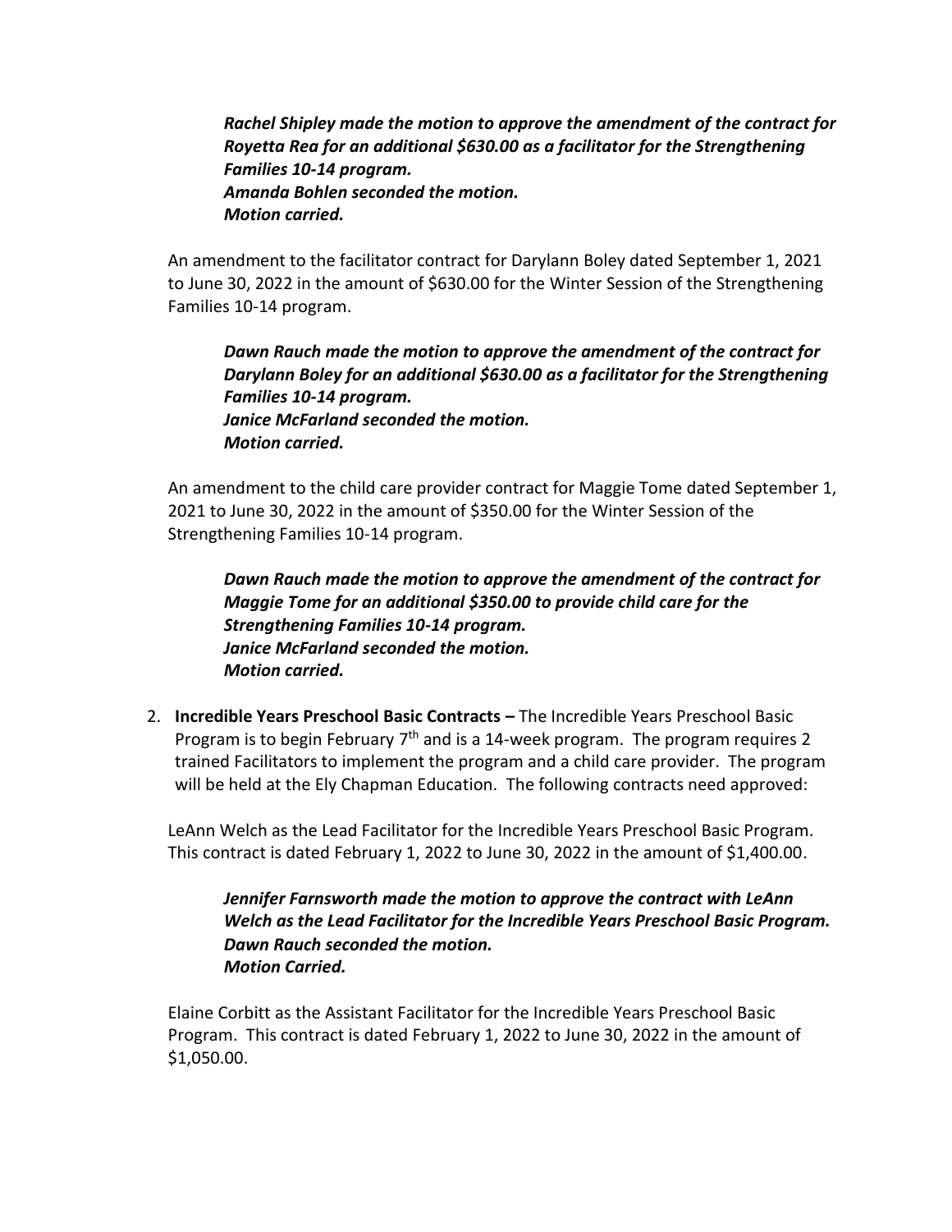***Rachel Shipley made the motion to approve the amendment of the contract for Royetta Rea for an additional $630.00 as a facilitator for the Strengthening Families 10-14 program.***
***Amanda Bohlen seconded the motion.***
***Motion carried.***

An amendment to the facilitator contract for Darylann Boley dated September 1, 2021 to June 30, 2022 in the amount of $630.00 for the Winter Session of the Strengthening Families 10-14 program.

***Dawn Rauch made the motion to approve the amendment of the contract for Darylann Boley for an additional $630.00 as a facilitator for the Strengthening Families 10-14 program.***
***Janice McFarland seconded the motion.***
***Motion carried.***

An amendment to the child care provider contract for Maggie Tome dated September 1, 2021 to June 30, 2022 in the amount of $350.00 for the Winter Session of the Strengthening Families 10-14 program.

***Dawn Rauch made the motion to approve the amendment of the contract for Maggie Tome for an additional $350.00 to provide child care for the Strengthening Families 10-14 program.***
***Janice McFarland seconded the motion.***
***Motion carried.***

2. **Incredible Years Preschool Basic Contracts –** The Incredible Years Preschool Basic Program is to begin February 7th and is a 14-week program. The program requires 2 trained Facilitators to implement the program and a child care provider. The program will be held at the Ely Chapman Education. The following contracts need approved:

LeAnn Welch as the Lead Facilitator for the Incredible Years Preschool Basic Program. This contract is dated February 1, 2022 to June 30, 2022 in the amount of $1,400.00.

***Jennifer Farnsworth made the motion to approve the contract with LeAnn Welch as the Lead Facilitator for the Incredible Years Preschool Basic Program.***
***Dawn Rauch seconded the motion.***
***Motion Carried.***

Elaine Corbitt as the Assistant Facilitator for the Incredible Years Preschool Basic Program. This contract is dated February 1, 2022 to June 30, 2022 in the amount of $1,050.00.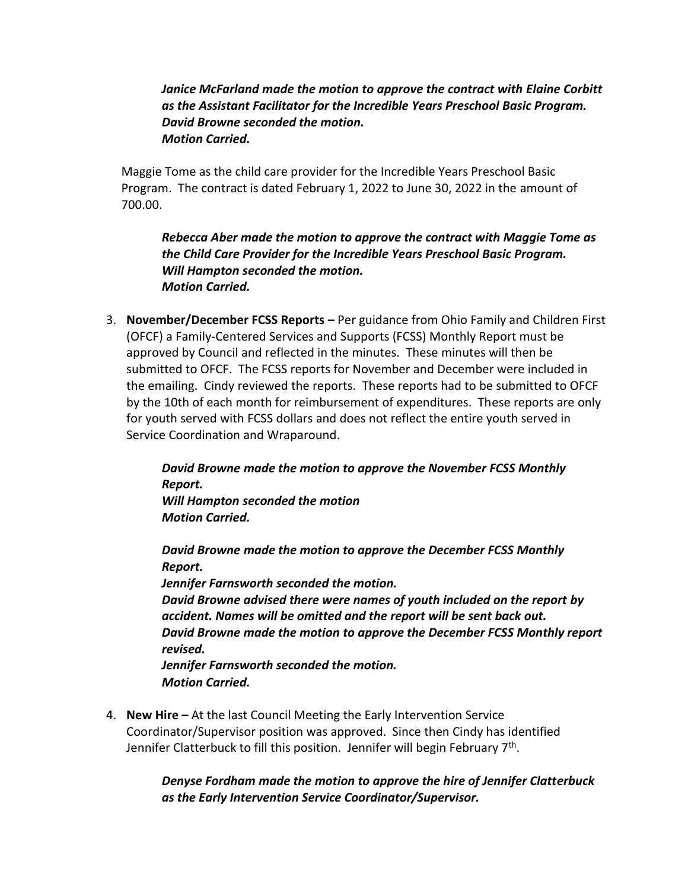***Janice McFarland made the motion to approve the contract with Elaine Corbitt as the Assistant Facilitator for the Incredible Years Preschool Basic Program. David Browne seconded the motion. Motion Carried.***

Maggie Tome as the child care provider for the Incredible Years Preschool Basic Program. The contract is dated February 1, 2022 to June 30, 2022 in the amount of 700.00.

***Rebecca Aber made the motion to approve the contract with Maggie Tome as the Child Care Provider for the Incredible Years Preschool Basic Program. Will Hampton seconded the motion. Motion Carried.***

3. **November/December FCSS Reports –** Per guidance from Ohio Family and Children First (OFCF) a Family-Centered Services and Supports (FCSS) Monthly Report must be approved by Council and reflected in the minutes. These minutes will then be submitted to OFCF. The FCSS reports for November and December were included in the emailing. Cindy reviewed the reports. These reports had to be submitted to OFCF by the 10th of each month for reimbursement of expenditures. These reports are only for youth served with FCSS dollars and does not reflect the entire youth served in Service Coordination and Wraparound.

   ***David Browne made the motion to approve the November FCSS Monthly Report. Will Hampton seconded the motion Motion Carried.***

   ***David Browne made the motion to approve the December FCSS Monthly Report. Jennifer Farnsworth seconded the motion. David Browne advised there were names of youth included on the report by accident. Names will be omitted and the report will be sent back out. David Browne made the motion to approve the December FCSS Monthly report revised. Jennifer Farnsworth seconded the motion. Motion Carried.***

4. **New Hire –** At the last Council Meeting the Early Intervention Service Coordinator/Supervisor position was approved. Since then Cindy has identified Jennifer Clatterbuck to fill this position. Jennifer will begin February 7th.

   ***Denyse Fordham made the motion to approve the hire of Jennifer Clatterbuck as the Early Intervention Service Coordinator/Supervisor.***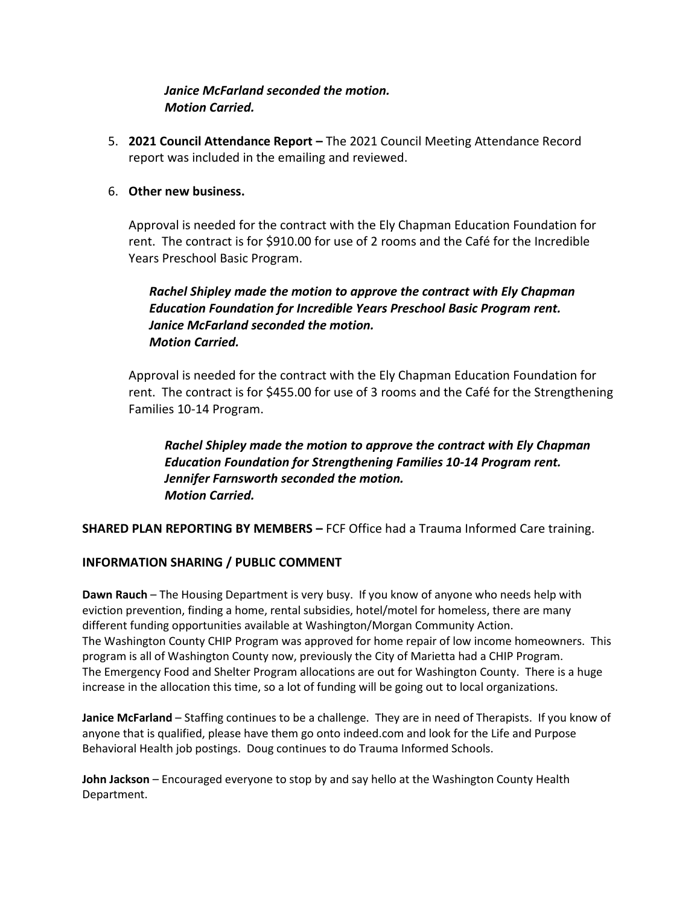***Janice McFarland seconded the motion.***
***Motion Carried.***

5. **2021 Council Attendance Report –** The 2021 Council Meeting Attendance Record report was included in the emailing and reviewed.

6. **Other new business.**

   Approval is needed for the contract with the Ely Chapman Education Foundation for rent. The contract is for $910.00 for use of 2 rooms and the Café for the Incredible Years Preschool Basic Program.

   ***Rachel Shipley made the motion to approve the contract with Ely Chapman Education Foundation for Incredible Years Preschool Basic Program rent.***
   ***Janice McFarland seconded the motion.***
   ***Motion Carried.***

   Approval is needed for the contract with the Ely Chapman Education Foundation for rent. The contract is for $455.00 for use of 3 rooms and the Café for the Strengthening Families 10-14 Program.

   ***Rachel Shipley made the motion to approve the contract with Ely Chapman Education Foundation for Strengthening Families 10-14 Program rent.***
   ***Jennifer Farnsworth seconded the motion.***
   ***Motion Carried.***

**SHARED PLAN REPORTING BY MEMBERS –** FCF Office had a Trauma Informed Care training.

**INFORMATION SHARING / PUBLIC COMMENT**

**Dawn Rauch** – The Housing Department is very busy. If you know of anyone who needs help with eviction prevention, finding a home, rental subsidies, hotel/motel for homeless, there are many different funding opportunities available at Washington/Morgan Community Action.
The Washington County CHIP Program was approved for home repair of low income homeowners. This program is all of Washington County now, previously the City of Marietta had a CHIP Program.
The Emergency Food and Shelter Program allocations are out for Washington County. There is a huge increase in the allocation this time, so a lot of funding will be going out to local organizations.

**Janice McFarland** – Staffing continues to be a challenge. They are in need of Therapists. If you know of anyone that is qualified, please have them go onto indeed.com and look for the Life and Purpose Behavioral Health job postings. Doug continues to do Trauma Informed Schools.

**John Jackson** – Encouraged everyone to stop by and say hello at the Washington County Health Department.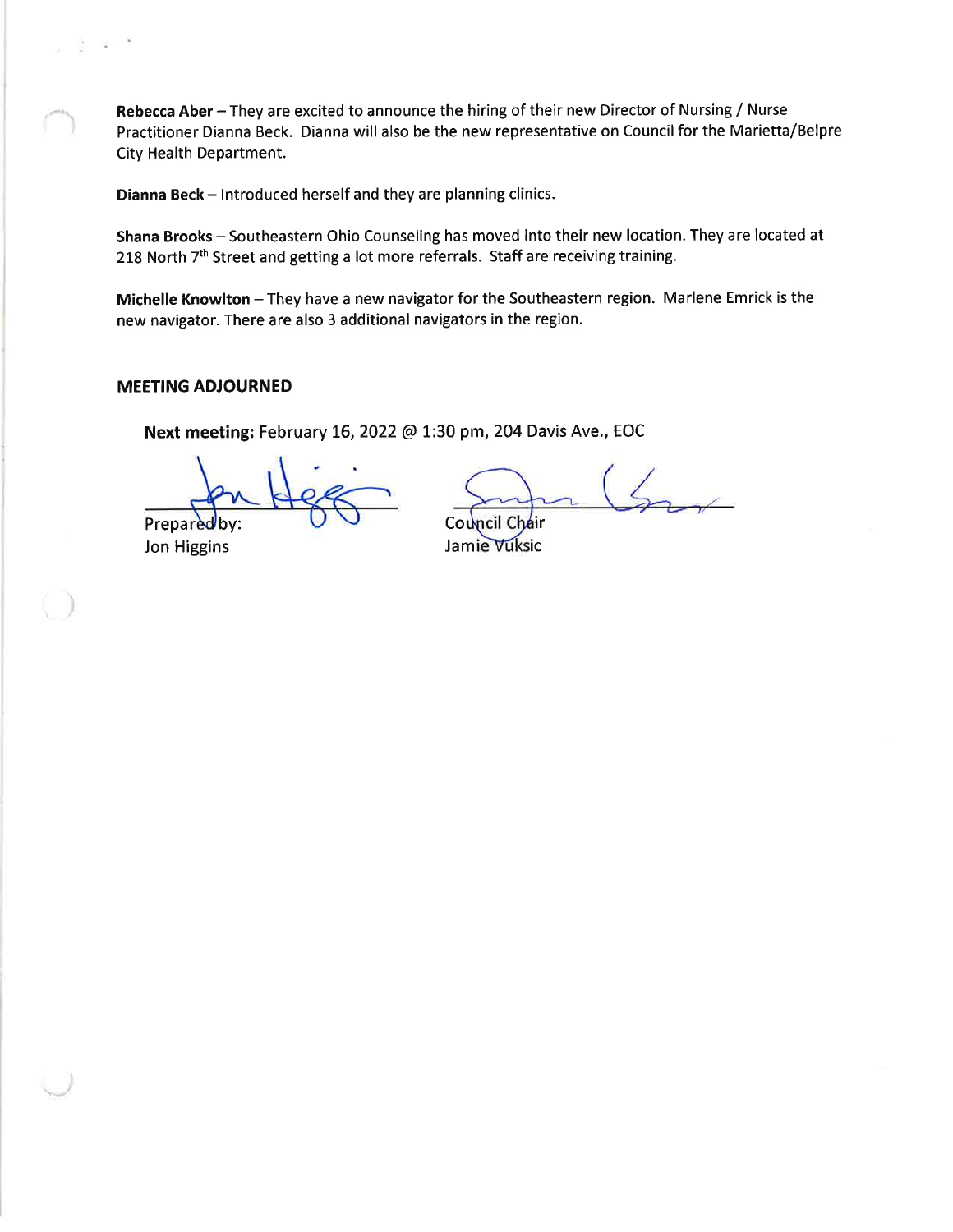**Rebecca Aber** – They are excited to announce the hiring of their new Director of Nursing / Nurse Practitioner Dianna Beck. Dianna will also be the new representative on Council for the Marietta/Belpre City Health Department.

**Dianna Beck** – Introduced herself and they are planning clinics.

**Shana Brooks** – Southeastern Ohio Counseling has moved into their new location. They are located at 218 North 7th Street and getting a lot more referrals. Staff are receiving training.

**Michelle Knowlton** – They have a new navigator for the Southeastern region. Marlene Emrick is the new navigator. There are also 3 additional navigators in the region.

### MEETING ADJOURNED

**Next meeting:** February 16, 2022 @ 1:30 pm, 204 Davis Ave., EOC

Prepared by:
Jon Higgins

Council Chair
Jamie Vuksic